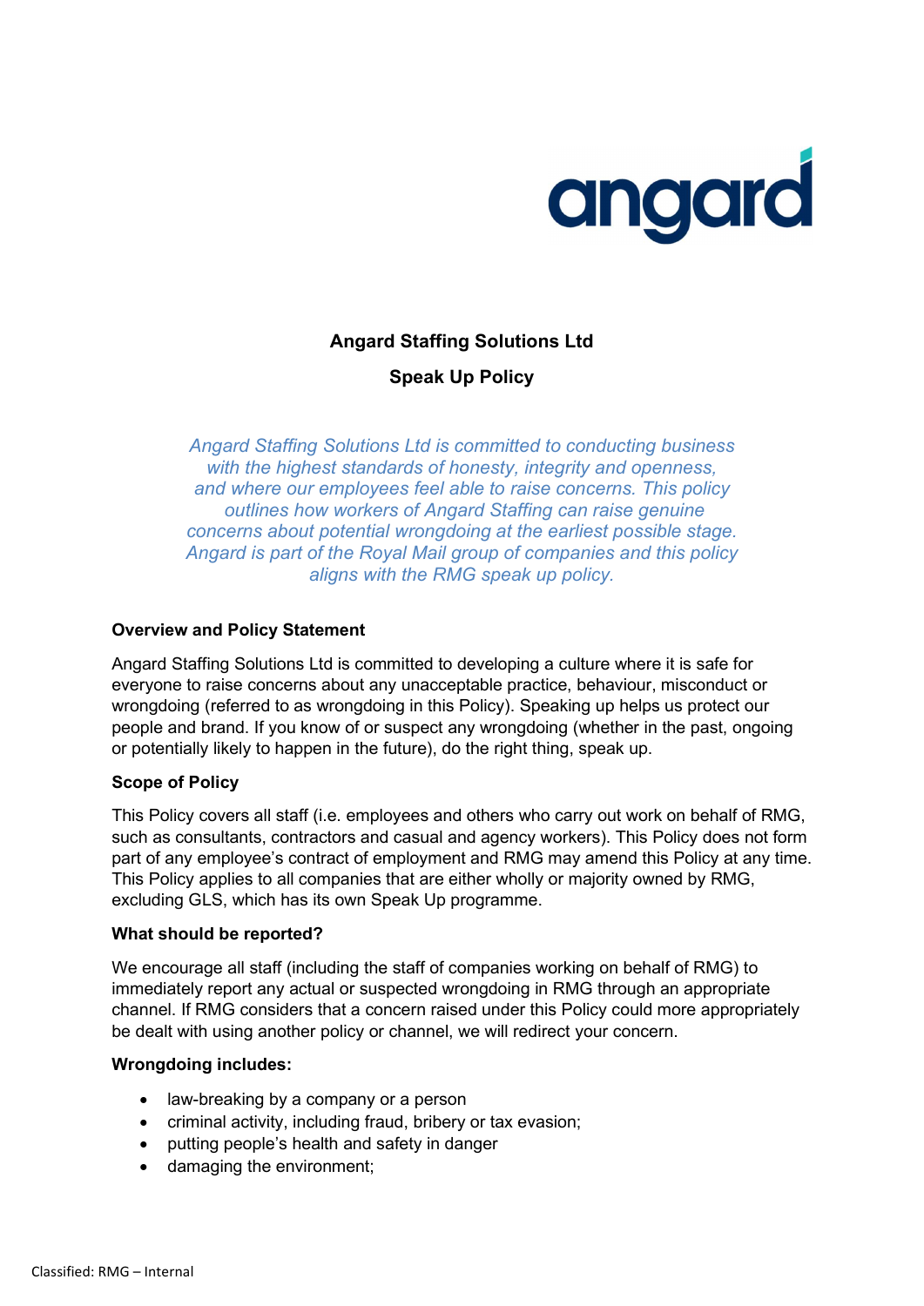angard

# Angard Staffing Solutions Ltd

## Speak Up Policy

*Angard Staffing Solutions Ltd is committed to conducting business with the highest standards of honesty, integrity and openness, and where our employees feel able to raise concerns. This policy outlines how workers of Angard Staffing can raise genuine concerns about potential wrongdoing at the earliest possible stage. Angard is part of the Royal Mail group of companies and this policy aligns with the RMG speak up policy.*

### Overview and Policy Statement

Angard Staffing Solutions Ltd is committed to developing a culture where it is safe for everyone to raise concerns about any unacceptable practice, behaviour, misconduct or wrongdoing (referred to as wrongdoing in this Policy). Speaking up helps us protect our people and brand. If you know of or suspect any wrongdoing (whether in the past, ongoing or potentially likely to happen in the future), do the right thing, speak up.

### Scope of Policy

This Policy covers all staff (i.e. employees and others who carry out work on behalf of RMG, such as consultants, contractors and casual and agency workers). This Policy does not form part of any employee's contract of employment and RMG may amend this Policy at any time. This Policy applies to all companies that are either wholly or majority owned by RMG, excluding GLS, which has its own Speak Up programme.

### What should be reported?

We encourage all staff (including the staff of companies working on behalf of RMG) to immediately report any actual or suspected wrongdoing in RMG through an appropriate channel. If RMG considers that a concern raised under this Policy could more appropriately be dealt with using another policy or channel, we will redirect your concern.

### Wrongdoing includes:

- law-breaking by a company or a person
- criminal activity, including fraud, bribery or tax evasion;
- putting people's health and safety in danger
- damaging the environment;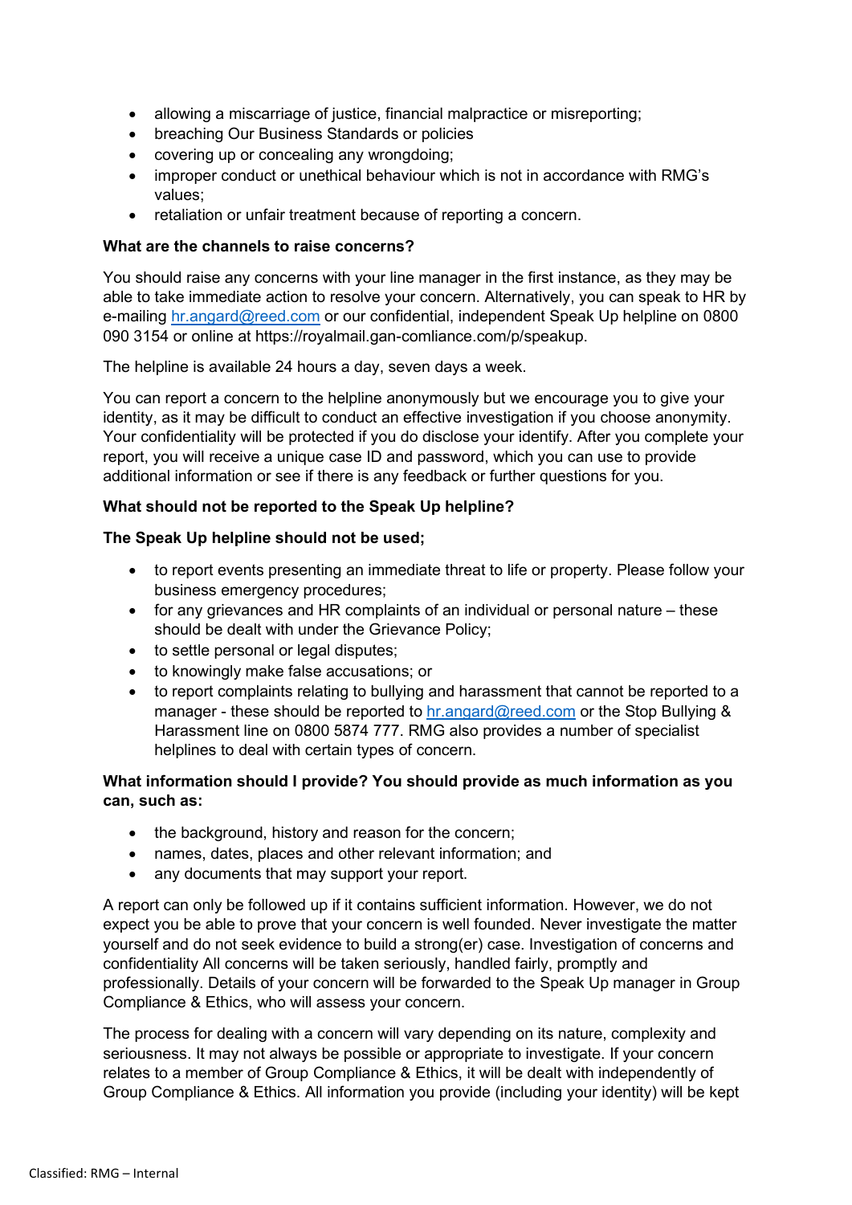- allowing a miscarriage of justice, financial malpractice or misreporting;
- breaching Our Business Standards or policies
- covering up or concealing any wrongdoing;
- improper conduct or unethical behaviour which is not in accordance with RMG's values;
- retaliation or unfair treatment because of reporting a concern.

**What are the channels to raise concerns?**

You should raise any concerns with your line manager in the first instance, as they may be able to take immediate action to resolve your concern. Alternatively, you can speak to HR by e-mailing hr.angard@reed.com or our confidential, independent Speak Up helpline on 0800 090 3154 or online at https://royalmail.gan-comliance.com/p/speakup.

The helpline is available 24 hours a day, seven days a week.

You can report a concern to the helpline anonymously but we encourage you to give your identity, as it may be difficult to conduct an effective investigation if you choose anonymity. Your confidentiality will be protected if you do disclose your identify. After you complete your report, you will receive a unique case ID and password, which you can use to provide additional information or see if there is any feedback or further questions for you.

**What should not be reported to the Speak Up helpline?**

**The Speak Up helpline should not be used;**

- to report events presenting an immediate threat to life or property. Please follow your business emergency procedures;
- for any grievances and HR complaints of an individual or personal nature – these should be dealt with under the Grievance Policy;
- to settle personal or legal disputes;
- to knowingly make false accusations; or
- to report complaints relating to bullying and harassment that cannot be reported to a manager - these should be reported to hr.angard@reed.com or the Stop Bullying & Harassment line on 0800 5874 777. RMG also provides a number of specialist helplines to deal with certain types of concern.

**What information should I provide? You should provide as much information as you can, such as:**

- the background, history and reason for the concern;
- names, dates, places and other relevant information; and
- any documents that may support your report.

A report can only be followed up if it contains sufficient information. However, we do not expect you be able to prove that your concern is well founded. Never investigate the matter yourself and do not seek evidence to build a strong(er) case. Investigation of concerns and confidentiality All concerns will be taken seriously, handled fairly, promptly and professionally. Details of your concern will be forwarded to the Speak Up manager in Group Compliance & Ethics, who will assess your concern.

The process for dealing with a concern will vary depending on its nature, complexity and seriousness. It may not always be possible or appropriate to investigate. If your concern relates to a member of Group Compliance & Ethics, it will be dealt with independently of Group Compliance & Ethics. All information you provide (including your identity) will be kept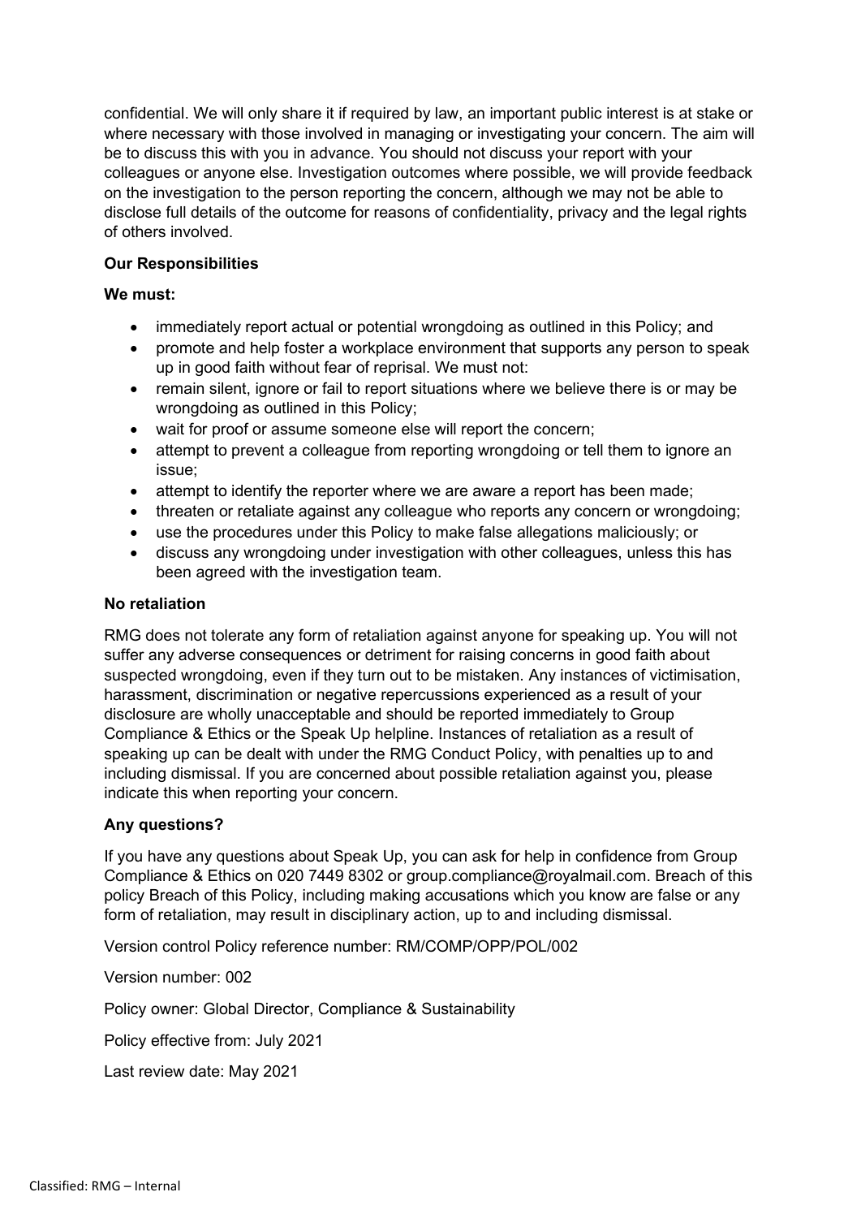confidential. We will only share it if required by law, an important public interest is at stake or where necessary with those involved in managing or investigating your concern. The aim will be to discuss this with you in advance. You should not discuss your report with your colleagues or anyone else. Investigation outcomes where possible, we will provide feedback on the investigation to the person reporting the concern, although we may not be able to disclose full details of the outcome for reasons of confidentiality, privacy and the legal rights of others involved.

**Our Responsibilities**

**We must:**

- immediately report actual or potential wrongdoing as outlined in this Policy; and
- promote and help foster a workplace environment that supports any person to speak up in good faith without fear of reprisal. We must not:
- remain silent, ignore or fail to report situations where we believe there is or may be wrongdoing as outlined in this Policy;
- wait for proof or assume someone else will report the concern;
- attempt to prevent a colleague from reporting wrongdoing or tell them to ignore an issue;
- attempt to identify the reporter where we are aware a report has been made;
- threaten or retaliate against any colleague who reports any concern or wrongdoing;
- use the procedures under this Policy to make false allegations maliciously; or
- discuss any wrongdoing under investigation with other colleagues, unless this has been agreed with the investigation team.

**No retaliation**

RMG does not tolerate any form of retaliation against anyone for speaking up. You will not suffer any adverse consequences or detriment for raising concerns in good faith about suspected wrongdoing, even if they turn out to be mistaken. Any instances of victimisation, harassment, discrimination or negative repercussions experienced as a result of your disclosure are wholly unacceptable and should be reported immediately to Group Compliance & Ethics or the Speak Up helpline. Instances of retaliation as a result of speaking up can be dealt with under the RMG Conduct Policy, with penalties up to and including dismissal. If you are concerned about possible retaliation against you, please indicate this when reporting your concern.

**Any questions?**

If you have any questions about Speak Up, you can ask for help in confidence from Group Compliance & Ethics on 020 7449 8302 or group.compliance@royalmail.com. Breach of this policy Breach of this Policy, including making accusations which you know are false or any form of retaliation, may result in disciplinary action, up to and including dismissal.

Version control Policy reference number: RM/COMP/OPP/POL/002

Version number: 002

Policy owner: Global Director, Compliance & Sustainability

Policy effective from: July 2021

Last review date: May 2021